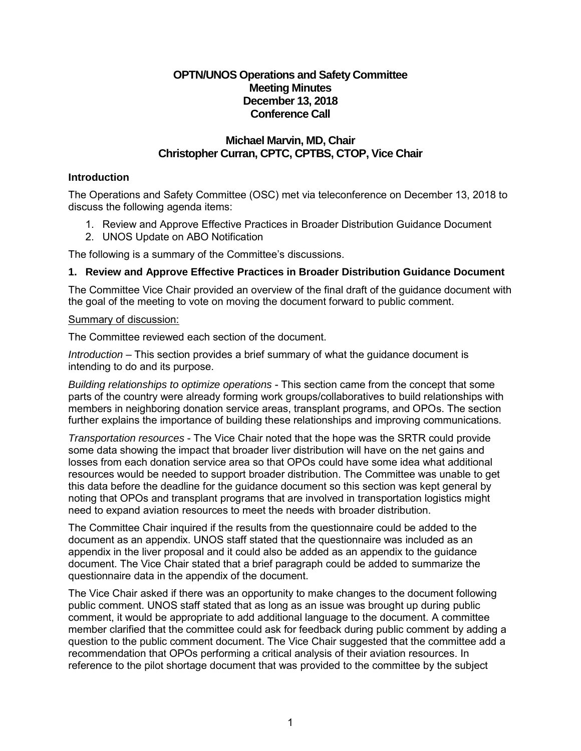# OPTN/UNOS Operations and Safety Committee
# Meeting Minutes
# December 13, 2018
# Conference Call

## Michael Marvin, MD, Chair
## Christopher Curran, CPTC, CPTBS, CTOP, Vice Chair

### Introduction

The Operations and Safety Committee (OSC) met via teleconference on December 13, 2018 to discuss the following agenda items:

1. Review and Approve Effective Practices in Broader Distribution Guidance Document
2. UNOS Update on ABO Notification

The following is a summary of the Committee's discussions.

### 1. Review and Approve Effective Practices in Broader Distribution Guidance Document

The Committee Vice Chair provided an overview of the final draft of the guidance document with the goal of the meeting to vote on moving the document forward to public comment.

<u>Summary of discussion:</u>

The Committee reviewed each section of the document.

*Introduction* – This section provides a brief summary of what the guidance document is intending to do and its purpose.

*Building relationships to optimize operations* - This section came from the concept that some parts of the country were already forming work groups/collaboratives to build relationships with members in neighboring donation service areas, transplant programs, and OPOs. The section further explains the importance of building these relationships and improving communications.

*Transportation resources* - The Vice Chair noted that the hope was the SRTR could provide some data showing the impact that broader liver distribution will have on the net gains and losses from each donation service area so that OPOs could have some idea what additional resources would be needed to support broader distribution. The Committee was unable to get this data before the deadline for the guidance document so this section was kept general by noting that OPOs and transplant programs that are involved in transportation logistics might need to expand aviation resources to meet the needs with broader distribution.

The Committee Chair inquired if the results from the questionnaire could be added to the document as an appendix. UNOS staff stated that the questionnaire was included as an appendix in the liver proposal and it could also be added as an appendix to the guidance document. The Vice Chair stated that a brief paragraph could be added to summarize the questionnaire data in the appendix of the document.

The Vice Chair asked if there was an opportunity to make changes to the document following public comment. UNOS staff stated that as long as an issue was brought up during public comment, it would be appropriate to add additional language to the document. A committee member clarified that the committee could ask for feedback during public comment by adding a question to the public comment document. The Vice Chair suggested that the committee add a recommendation that OPOs performing a critical analysis of their aviation resources. In reference to the pilot shortage document that was provided to the committee by the subject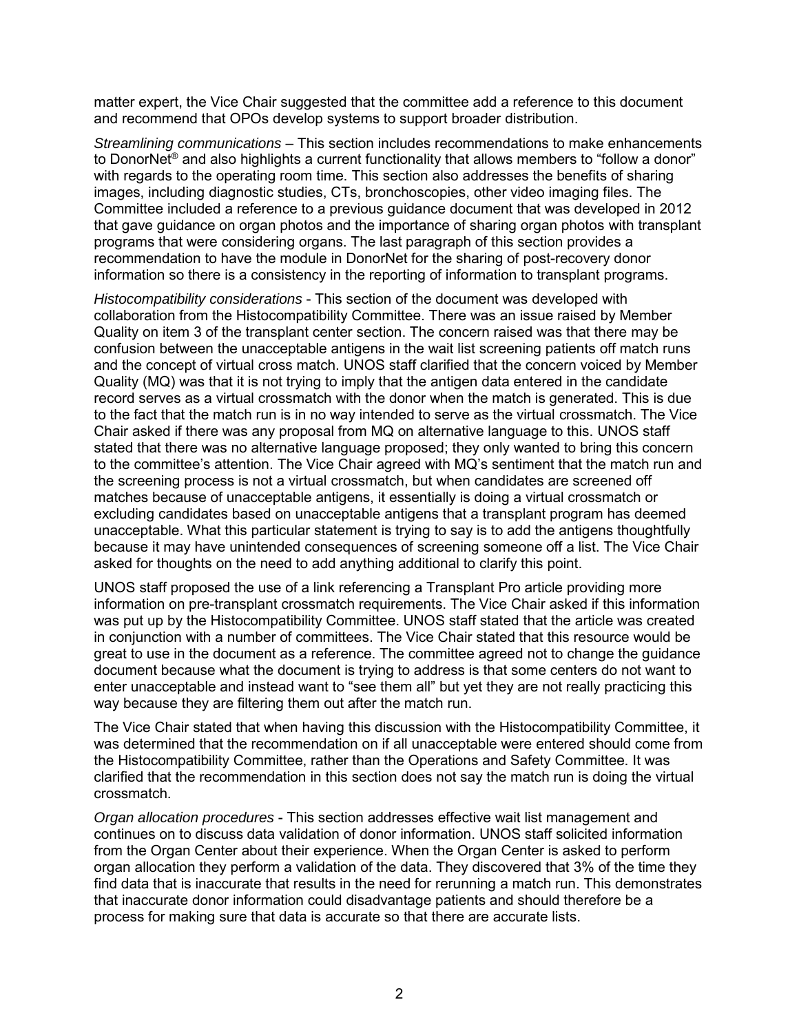matter expert, the Vice Chair suggested that the committee add a reference to this document and recommend that OPOs develop systems to support broader distribution.

*Streamlining communications* – This section includes recommendations to make enhancements to DonorNet® and also highlights a current functionality that allows members to "follow a donor" with regards to the operating room time. This section also addresses the benefits of sharing images, including diagnostic studies, CTs, bronchoscopies, other video imaging files. The Committee included a reference to a previous guidance document that was developed in 2012 that gave guidance on organ photos and the importance of sharing organ photos with transplant programs that were considering organs. The last paragraph of this section provides a recommendation to have the module in DonorNet for the sharing of post-recovery donor information so there is a consistency in the reporting of information to transplant programs.

*Histocompatibility considerations* - This section of the document was developed with collaboration from the Histocompatibility Committee. There was an issue raised by Member Quality on item 3 of the transplant center section. The concern raised was that there may be confusion between the unacceptable antigens in the wait list screening patients off match runs and the concept of virtual cross match. UNOS staff clarified that the concern voiced by Member Quality (MQ) was that it is not trying to imply that the antigen data entered in the candidate record serves as a virtual crossmatch with the donor when the match is generated. This is due to the fact that the match run is in no way intended to serve as the virtual crossmatch. The Vice Chair asked if there was any proposal from MQ on alternative language to this. UNOS staff stated that there was no alternative language proposed; they only wanted to bring this concern to the committee's attention. The Vice Chair agreed with MQ's sentiment that the match run and the screening process is not a virtual crossmatch, but when candidates are screened off matches because of unacceptable antigens, it essentially is doing a virtual crossmatch or excluding candidates based on unacceptable antigens that a transplant program has deemed unacceptable. What this particular statement is trying to say is to add the antigens thoughtfully because it may have unintended consequences of screening someone off a list. The Vice Chair asked for thoughts on the need to add anything additional to clarify this point.

UNOS staff proposed the use of a link referencing a Transplant Pro article providing more information on pre-transplant crossmatch requirements. The Vice Chair asked if this information was put up by the Histocompatibility Committee. UNOS staff stated that the article was created in conjunction with a number of committees. The Vice Chair stated that this resource would be great to use in the document as a reference. The committee agreed not to change the guidance document because what the document is trying to address is that some centers do not want to enter unacceptable and instead want to "see them all" but yet they are not really practicing this way because they are filtering them out after the match run.

The Vice Chair stated that when having this discussion with the Histocompatibility Committee, it was determined that the recommendation on if all unacceptable were entered should come from the Histocompatibility Committee, rather than the Operations and Safety Committee. It was clarified that the recommendation in this section does not say the match run is doing the virtual crossmatch.

*Organ allocation procedures* - This section addresses effective wait list management and continues on to discuss data validation of donor information. UNOS staff solicited information from the Organ Center about their experience. When the Organ Center is asked to perform organ allocation they perform a validation of the data. They discovered that 3% of the time they find data that is inaccurate that results in the need for rerunning a match run. This demonstrates that inaccurate donor information could disadvantage patients and should therefore be a process for making sure that data is accurate so that there are accurate lists.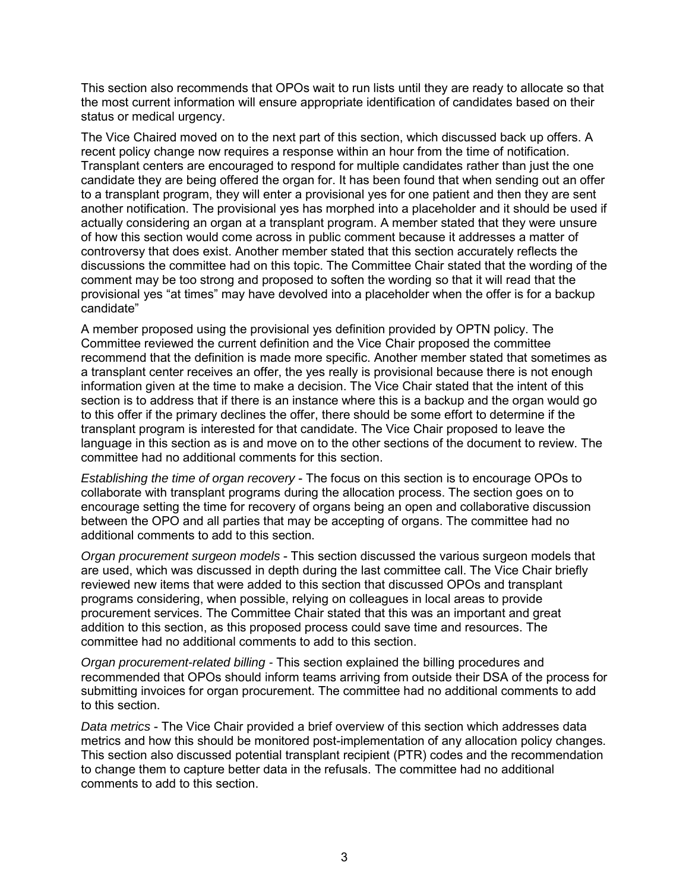This section also recommends that OPOs wait to run lists until they are ready to allocate so that the most current information will ensure appropriate identification of candidates based on their status or medical urgency.

The Vice Chaired moved on to the next part of this section, which discussed back up offers. A recent policy change now requires a response within an hour from the time of notification. Transplant centers are encouraged to respond for multiple candidates rather than just the one candidate they are being offered the organ for. It has been found that when sending out an offer to a transplant program, they will enter a provisional yes for one patient and then they are sent another notification. The provisional yes has morphed into a placeholder and it should be used if actually considering an organ at a transplant program. A member stated that they were unsure of how this section would come across in public comment because it addresses a matter of controversy that does exist. Another member stated that this section accurately reflects the discussions the committee had on this topic. The Committee Chair stated that the wording of the comment may be too strong and proposed to soften the wording so that it will read that the provisional yes "at times" may have devolved into a placeholder when the offer is for a backup candidate"

A member proposed using the provisional yes definition provided by OPTN policy. The Committee reviewed the current definition and the Vice Chair proposed the committee recommend that the definition is made more specific. Another member stated that sometimes as a transplant center receives an offer, the yes really is provisional because there is not enough information given at the time to make a decision. The Vice Chair stated that the intent of this section is to address that if there is an instance where this is a backup and the organ would go to this offer if the primary declines the offer, there should be some effort to determine if the transplant program is interested for that candidate. The Vice Chair proposed to leave the language in this section as is and move on to the other sections of the document to review. The committee had no additional comments for this section.

*Establishing the time of organ recovery* - The focus on this section is to encourage OPOs to collaborate with transplant programs during the allocation process. The section goes on to encourage setting the time for recovery of organs being an open and collaborative discussion between the OPO and all parties that may be accepting of organs. The committee had no additional comments to add to this section.

*Organ procurement surgeon models* - This section discussed the various surgeon models that are used, which was discussed in depth during the last committee call. The Vice Chair briefly reviewed new items that were added to this section that discussed OPOs and transplant programs considering, when possible, relying on colleagues in local areas to provide procurement services. The Committee Chair stated that this was an important and great addition to this section, as this proposed process could save time and resources. The committee had no additional comments to add to this section.

*Organ procurement-related billing* - This section explained the billing procedures and recommended that OPOs should inform teams arriving from outside their DSA of the process for submitting invoices for organ procurement. The committee had no additional comments to add to this section.

*Data metrics* - The Vice Chair provided a brief overview of this section which addresses data metrics and how this should be monitored post-implementation of any allocation policy changes. This section also discussed potential transplant recipient (PTR) codes and the recommendation to change them to capture better data in the refusals. The committee had no additional comments to add to this section.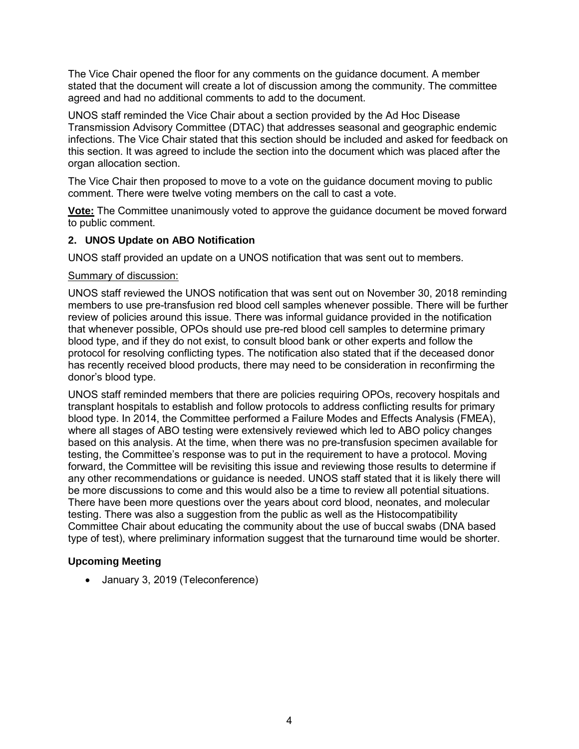The Vice Chair opened the floor for any comments on the guidance document. A member stated that the document will create a lot of discussion among the community. The committee agreed and had no additional comments to add to the document.

UNOS staff reminded the Vice Chair about a section provided by the Ad Hoc Disease Transmission Advisory Committee (DTAC) that addresses seasonal and geographic endemic infections. The Vice Chair stated that this section should be included and asked for feedback on this section. It was agreed to include the section into the document which was placed after the organ allocation section.

The Vice Chair then proposed to move to a vote on the guidance document moving to public comment. There were twelve voting members on the call to cast a vote.

**Vote:** The Committee unanimously voted to approve the guidance document be moved forward to public comment.

### 2. UNOS Update on ABO Notification

UNOS staff provided an update on a UNOS notification that was sent out to members.

Summary of discussion:

UNOS staff reviewed the UNOS notification that was sent out on November 30, 2018 reminding members to use pre-transfusion red blood cell samples whenever possible. There will be further review of policies around this issue. There was informal guidance provided in the notification that whenever possible, OPOs should use pre-red blood cell samples to determine primary blood type, and if they do not exist, to consult blood bank or other experts and follow the protocol for resolving conflicting types. The notification also stated that if the deceased donor has recently received blood products, there may need to be consideration in reconfirming the donor's blood type.

UNOS staff reminded members that there are policies requiring OPOs, recovery hospitals and transplant hospitals to establish and follow protocols to address conflicting results for primary blood type. In 2014, the Committee performed a Failure Modes and Effects Analysis (FMEA), where all stages of ABO testing were extensively reviewed which led to ABO policy changes based on this analysis. At the time, when there was no pre-transfusion specimen available for testing, the Committee's response was to put in the requirement to have a protocol. Moving forward, the Committee will be revisiting this issue and reviewing those results to determine if any other recommendations or guidance is needed. UNOS staff stated that it is likely there will be more discussions to come and this would also be a time to review all potential situations. There have been more questions over the years about cord blood, neonates, and molecular testing. There was also a suggestion from the public as well as the Histocompatibility Committee Chair about educating the community about the use of buccal swabs (DNA based type of test), where preliminary information suggest that the turnaround time would be shorter.

### Upcoming Meeting

- January 3, 2019 (Teleconference)